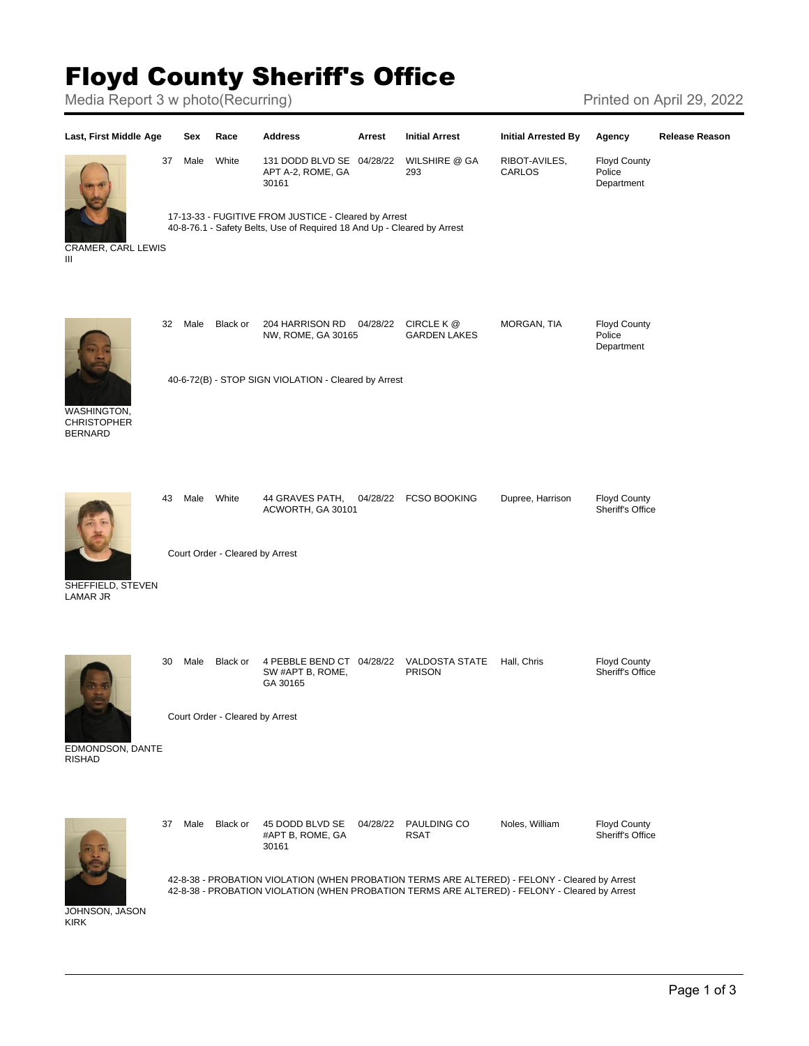# Floyd County Sheriff's Office

Media Report 3 w photo(Recurring)

Printed on April 29, 2022

| Last, First Middle | Age | Sex | Race | Address | Arrest | Initial Arrest | Initial Arrested By | Agency | Release Reason |
|---|---|---|---|---|---|---|---|---|---|
| CRAMER, CARL LEWIS III | 37 | Male | White | 131 DODD BLVD SE APT A-2, ROME, GA 30161 | 04/28/22 | WILSHIRE @ GA 293 | RIBOT-AVILES, CARLOS | Floyd County Police Department | |
| | 17-13-33 - FUGITIVE FROM JUSTICE - Cleared by Arrest<br>40-8-76.1 - Safety Belts, Use of Required 18 And Up - Cleared by Arrest | | | | | | | | |
| WASHINGTON, CHRISTOPHER BERNARD | 32 | Male | Black or | 204 HARRISON RD NW, ROME, GA 30165 | 04/28/22 | CIRCLE K @ GARDEN LAKES | MORGAN, TIA | Floyd County Police Department | |
| | 40-6-72(B) - STOP SIGN VIOLATION - Cleared by Arrest | | | | | | | | |
| SHEFFIELD, STEVEN LAMAR JR | 43 | Male | White | 44 GRAVES PATH, ACWORTH, GA 30101 | 04/28/22 | FCSO BOOKING | Dupree, Harrison | Floyd County Sheriff's Office | |
| | Court Order - Cleared by Arrest | | | | | | | | |
| EDMONDSON, DANTE RISHAD | 30 | Male | Black or | 4 PEBBLE BEND CT SW #APT B, ROME, GA 30165 | 04/28/22 | VALDOSTA STATE PRISON | Hall, Chris | Floyd County Sheriff's Office | |
| | Court Order - Cleared by Arrest | | | | | | | | |
| JOHNSON, JASON KIRK | 37 | Male | Black or | 45 DODD BLVD SE #APT B, ROME, GA 30161 | 04/28/22 | PAULDING CO RSAT | Noles, William | Floyd County Sheriff's Office | |
| | 42-8-38 - PROBATION VIOLATION (WHEN PROBATION TERMS ARE ALTERED) - FELONY - Cleared by Arrest<br>42-8-38 - PROBATION VIOLATION (WHEN PROBATION TERMS ARE ALTERED) - FELONY - Cleared by Arrest | | | | | | | | |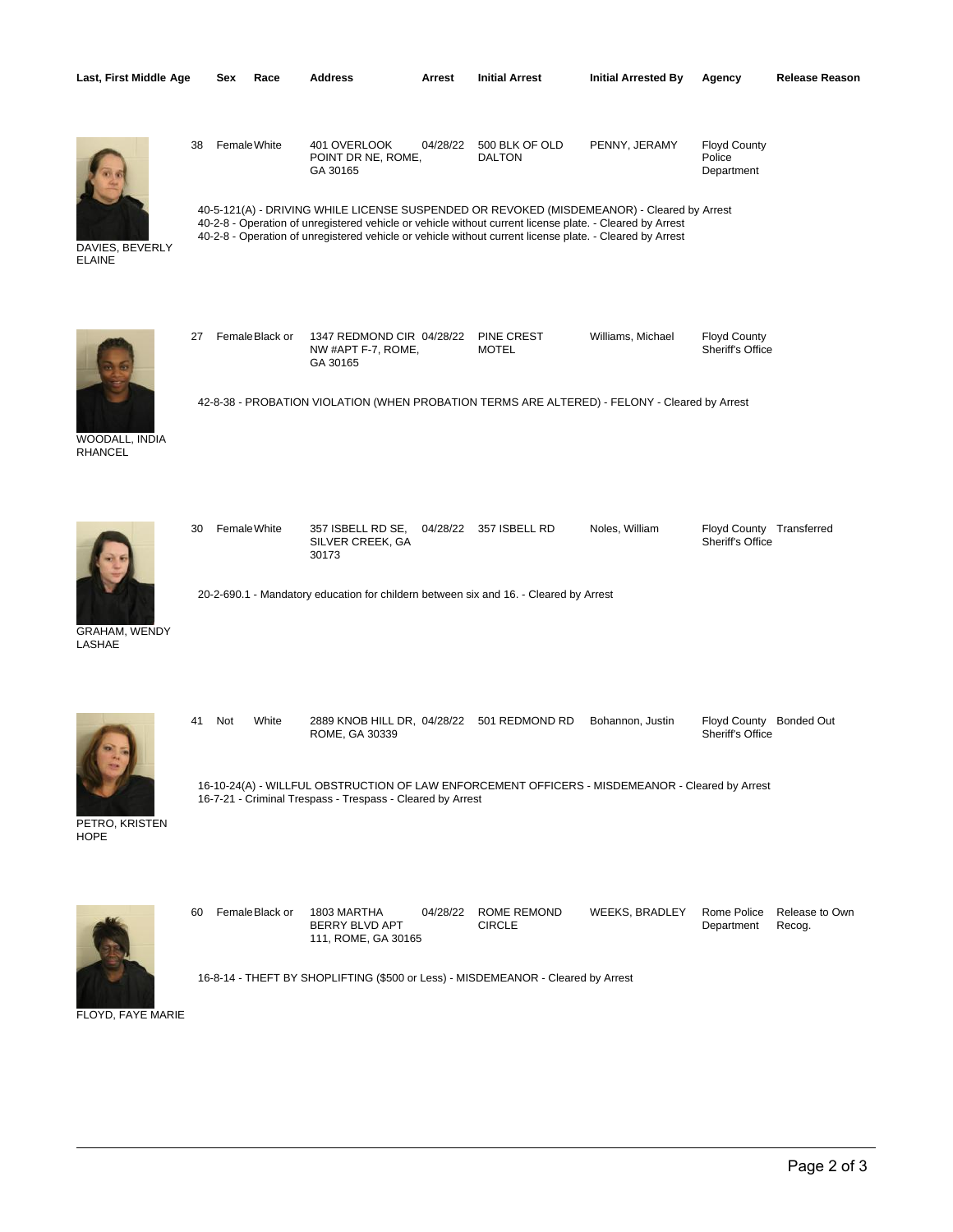| Last, First Middle | Age | Sex | Race | Address | Arrest | Initial Arrest | Initial Arrested By | Agency | Release Reason |
|---|---|---|---|---|---|---|---|---|---|
| DAVIES, BEVERLY ELAINE | 38 | Female | White | 401 OVERLOOK POINT DR NE, ROME, GA 30165 | 04/28/22 | 500 BLK OF OLD DALTON | PENNY, JERAMY | Floyd County Police Department | |
| WOODALL, INDIA RHANCEL | 27 | Female | Black or | 1347 REDMOND CIR NW #APT F-7, ROME, GA 30165 | 04/28/22 | PINE CREST MOTEL | Williams, Michael | Floyd County Sheriff's Office | |
| GRAHAM, WENDY LASHAE | 30 | Female | White | 357 ISBELL RD SE, SILVER CREEK, GA 30173 | 04/28/22 | 357 ISBELL RD | Noles, William | Floyd County Sheriff's Office | Transferred |
| PETRO, KRISTEN HOPE | 41 | Not | White | 2889 KNOB HILL DR, ROME, GA 30339 | 04/28/22 | 501 REDMOND RD | Bohannon, Justin | Floyd County Sheriff's Office | Bonded Out |
| FLOYD, FAYE MARIE | 60 | Female | Black or | 1803 MARTHA BERRY BLVD APT 111, ROME, GA 30165 | 04/28/22 | ROME REMOND CIRCLE | WEEKS, BRADLEY | Rome Police Department | Release to Own Recog. |

**DAVIES, BEVERLY ELAINE**

40-5-121(A) - DRIVING WHILE LICENSE SUSPENDED OR REVOKED (MISDEMEANOR) - Cleared by Arrest
40-2-8 - Operation of unregistered vehicle or vehicle without current license plate. - Cleared by Arrest
40-2-8 - Operation of unregistered vehicle or vehicle without current license plate. - Cleared by Arrest

**WOODALL, INDIA RHANCEL**

42-8-38 - PROBATION VIOLATION (WHEN PROBATION TERMS ARE ALTERED) - FELONY - Cleared by Arrest

**GRAHAM, WENDY LASHAE**

20-2-690.1 - Mandatory education for childern between six and 16. - Cleared by Arrest

**PETRO, KRISTEN HOPE**

16-10-24(A) - WILLFUL OBSTRUCTION OF LAW ENFORCEMENT OFFICERS - MISDEMEANOR - Cleared by Arrest
16-7-21 - Criminal Trespass - Trespass - Cleared by Arrest

**FLOYD, FAYE MARIE**

16-8-14 - THEFT BY SHOPLIFTING ($500 or Less) - MISDEMEANOR - Cleared by Arrest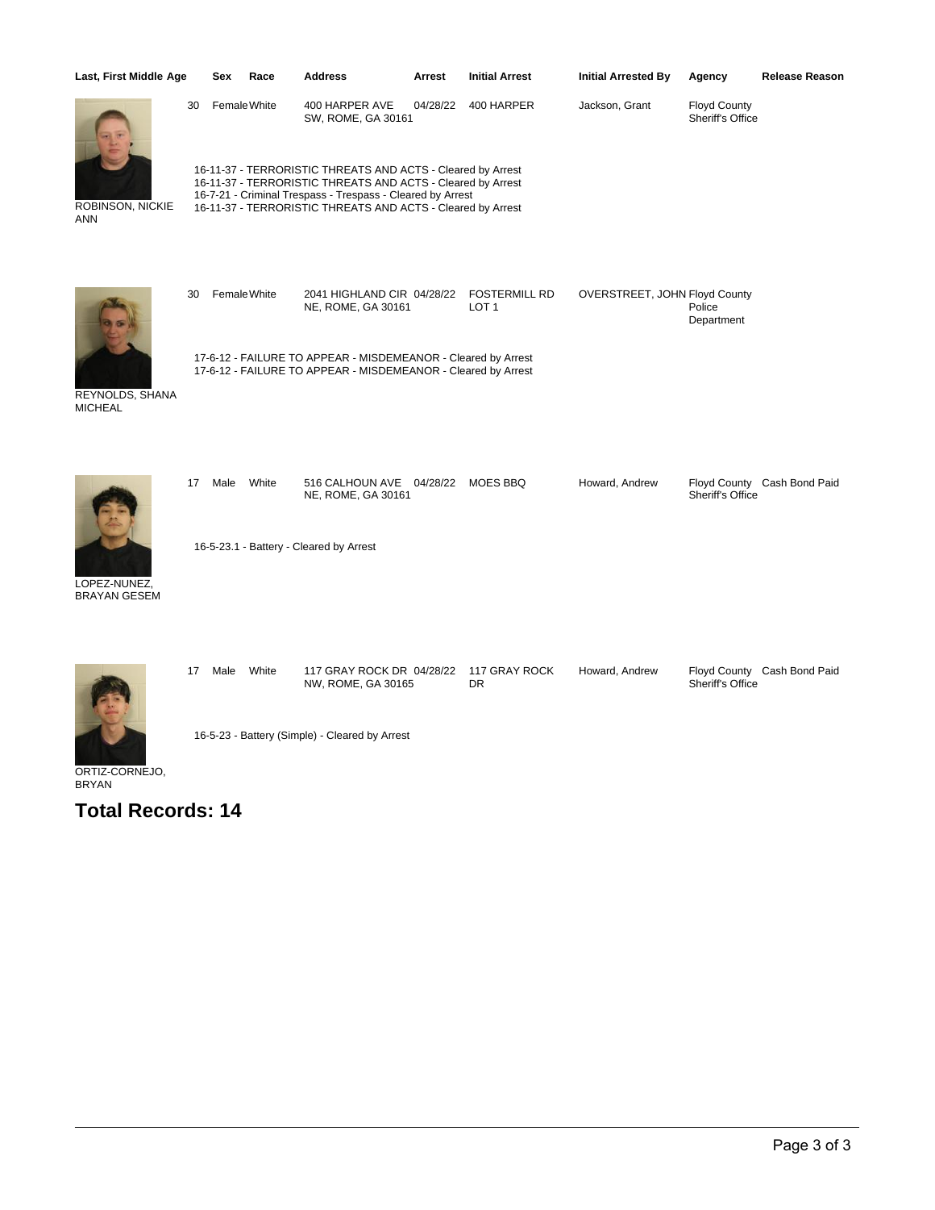| Last, First Middle | Age | Sex | Race | Address | Arrest | Initial Arrest | Initial Arrested By | Agency | Release Reason |
|---|---|---|---|---|---|---|---|---|---|
| ROBINSON, NICKIE ANN | 30 | Female | White | 400 HARPER AVE SW, ROME, GA 30161 | 04/28/22 | 400 HARPER | Jackson, Grant | Floyd County Sheriff's Office | |

16-11-37 - TERRORISTIC THREATS AND ACTS - Cleared by Arrest
16-11-37 - TERRORISTIC THREATS AND ACTS - Cleared by Arrest
16-7-21 - Criminal Trespass - Trespass - Cleared by Arrest
16-11-37 - TERRORISTIC THREATS AND ACTS - Cleared by Arrest

| Last, First Middle | Age | Sex | Race | Address | Arrest | Initial Arrest | Initial Arrested By | Agency | Release Reason |
|---|---|---|---|---|---|---|---|---|---|
| REYNOLDS, SHANA MICHEAL | 30 | Female | White | 2041 HIGHLAND CIR NE, ROME, GA 30161 | 04/28/22 | FOSTERMILL RD LOT 1 | OVERSTREET, JOHN | Floyd County Police Department | |

17-6-12 - FAILURE TO APPEAR - MISDEMEANOR - Cleared by Arrest
17-6-12 - FAILURE TO APPEAR - MISDEMEANOR - Cleared by Arrest

| Last, First Middle | Age | Sex | Race | Address | Arrest | Initial Arrest | Initial Arrested By | Agency | Release Reason |
|---|---|---|---|---|---|---|---|---|---|
| LOPEZ-NUNEZ, BRAYAN GESEM | 17 | Male | White | 516 CALHOUN AVE NE, ROME, GA 30161 | 04/28/22 | MOES BBQ | Howard, Andrew | Floyd County Sheriff's Office | Cash Bond Paid |

16-5-23.1 - Battery - Cleared by Arrest

| Last, First Middle | Age | Sex | Race | Address | Arrest | Initial Arrest | Initial Arrested By | Agency | Release Reason |
|---|---|---|---|---|---|---|---|---|---|
| ORTIZ-CORNEJO, BRYAN | 17 | Male | White | 117 GRAY ROCK DR NW, ROME, GA 30165 | 04/28/22 | 117 GRAY ROCK DR | Howard, Andrew | Floyd County Sheriff's Office | Cash Bond Paid |

16-5-23 - Battery (Simple) - Cleared by Arrest

## Total Records: 14